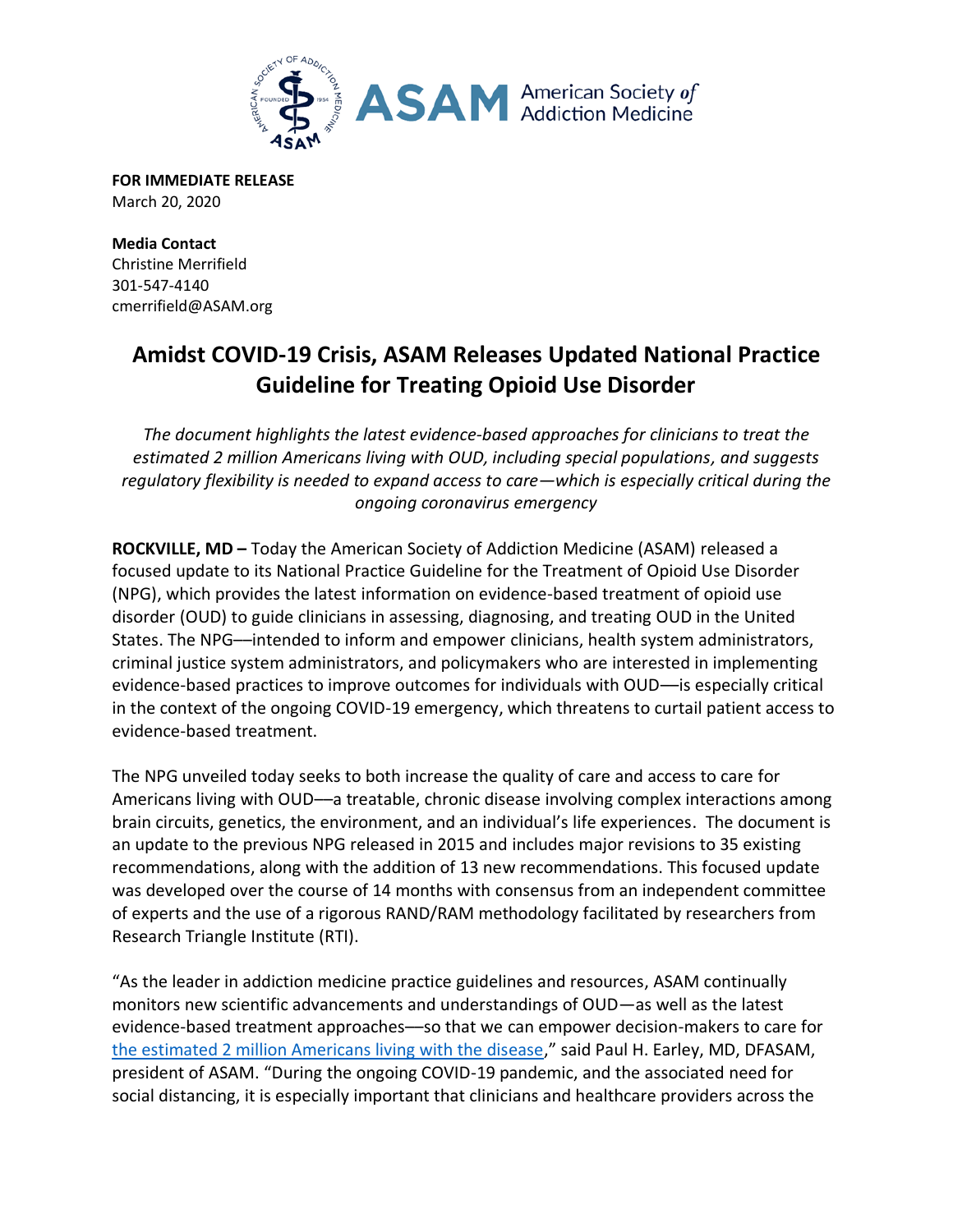**FOR IMMEDIATE RELEASE**
March 20, 2020

**Media Contact**
Christine Merrifield
301-547-4140
cmerrifield@ASAM.org

# Amidst COVID-19 Crisis, ASAM Releases Updated National Practice Guideline for Treating Opioid Use Disorder

*The document highlights the latest evidence-based approaches for clinicians to treat the estimated 2 million Americans living with OUD, including special populations, and suggests regulatory flexibility is needed to expand access to care—which is especially critical during the ongoing coronavirus emergency*

**ROCKVILLE, MD –** Today the American Society of Addiction Medicine (ASAM) released a focused update to its National Practice Guideline for the Treatment of Opioid Use Disorder (NPG), which provides the latest information on evidence-based treatment of opioid use disorder (OUD) to guide clinicians in assessing, diagnosing, and treating OUD in the United States. The NPG—intended to inform and empower clinicians, health system administrators, criminal justice system administrators, and policymakers who are interested in implementing evidence-based practices to improve outcomes for individuals with OUD—is especially critical in the context of the ongoing COVID-19 emergency, which threatens to curtail patient access to evidence-based treatment.

The NPG unveiled today seeks to both increase the quality of care and access to care for Americans living with OUD—a treatable, chronic disease involving complex interactions among brain circuits, genetics, the environment, and an individual's life experiences. The document is an update to the previous NPG released in 2015 and includes major revisions to 35 existing recommendations, along with the addition of 13 new recommendations. This focused update was developed over the course of 14 months with consensus from an independent committee of experts and the use of a rigorous RAND/RAM methodology facilitated by researchers from Research Triangle Institute (RTI).

"As the leader in addiction medicine practice guidelines and resources, ASAM continually monitors new scientific advancements and understandings of OUD—as well as the latest evidence-based treatment approaches—so that we can empower decision-makers to care for the estimated 2 million Americans living with the disease," said Paul H. Earley, MD, DFASAM, president of ASAM. "During the ongoing COVID-19 pandemic, and the associated need for social distancing, it is especially important that clinicians and healthcare providers across the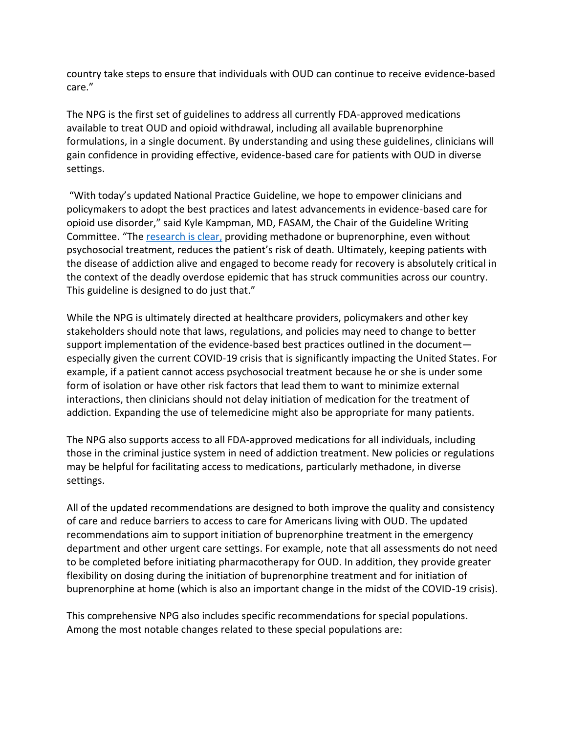country take steps to ensure that individuals with OUD can continue to receive evidence-based care."

The NPG is the first set of guidelines to address all currently FDA-approved medications available to treat OUD and opioid withdrawal, including all available buprenorphine formulations, in a single document. By understanding and using these guidelines, clinicians will gain confidence in providing effective, evidence-based care for patients with OUD in diverse settings.

"With today's updated National Practice Guideline, we hope to empower clinicians and policymakers to adopt the best practices and latest advancements in evidence-based care for opioid use disorder," said Kyle Kampman, MD, FASAM, the Chair of the Guideline Writing Committee. "The research is clear, providing methadone or buprenorphine, even without psychosocial treatment, reduces the patient's risk of death. Ultimately, keeping patients with the disease of addiction alive and engaged to become ready for recovery is absolutely critical in the context of the deadly overdose epidemic that has struck communities across our country. This guideline is designed to do just that."

While the NPG is ultimately directed at healthcare providers, policymakers and other key stakeholders should note that laws, regulations, and policies may need to change to better support implementation of the evidence-based best practices outlined in the document—especially given the current COVID-19 crisis that is significantly impacting the United States. For example, if a patient cannot access psychosocial treatment because he or she is under some form of isolation or have other risk factors that lead them to want to minimize external interactions, then clinicians should not delay initiation of medication for the treatment of addiction. Expanding the use of telemedicine might also be appropriate for many patients.

The NPG also supports access to all FDA-approved medications for all individuals, including those in the criminal justice system in need of addiction treatment. New policies or regulations may be helpful for facilitating access to medications, particularly methadone, in diverse settings.

All of the updated recommendations are designed to both improve the quality and consistency of care and reduce barriers to access to care for Americans living with OUD. The updated recommendations aim to support initiation of buprenorphine treatment in the emergency department and other urgent care settings. For example, note that all assessments do not need to be completed before initiating pharmacotherapy for OUD. In addition, they provide greater flexibility on dosing during the initiation of buprenorphine treatment and for initiation of buprenorphine at home (which is also an important change in the midst of the COVID-19 crisis).

This comprehensive NPG also includes specific recommendations for special populations. Among the most notable changes related to these special populations are: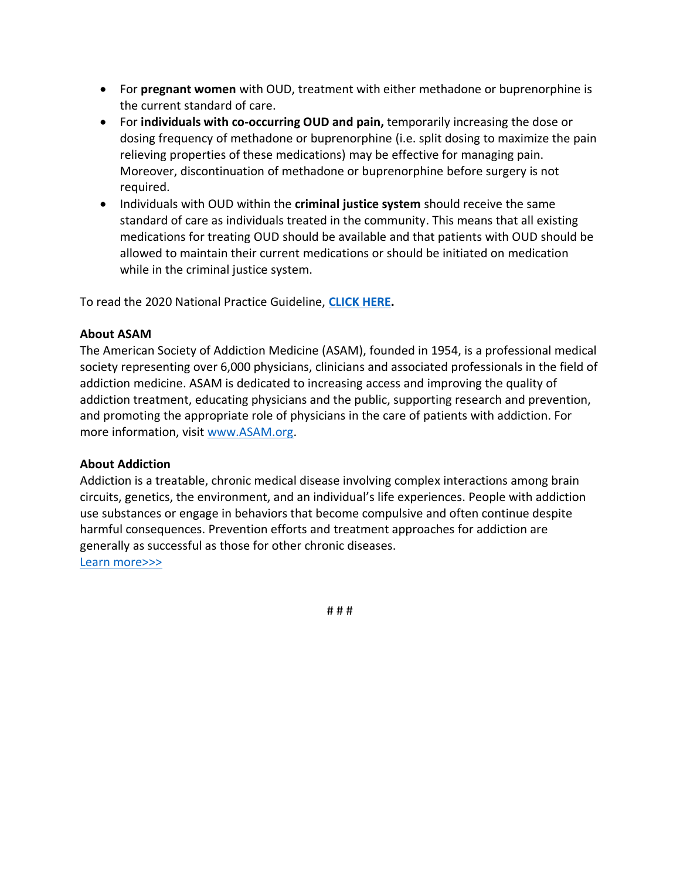- For **pregnant women** with OUD, treatment with either methadone or buprenorphine is the current standard of care.
- For **individuals with co-occurring OUD and pain,** temporarily increasing the dose or dosing frequency of methadone or buprenorphine (i.e. split dosing to maximize the pain relieving properties of these medications) may be effective for managing pain. Moreover, discontinuation of methadone or buprenorphine before surgery is not required.
- Individuals with OUD within the **criminal justice system** should receive the same standard of care as individuals treated in the community. This means that all existing medications for treating OUD should be available and that patients with OUD should be allowed to maintain their current medications or should be initiated on medication while in the criminal justice system.

To read the 2020 National Practice Guideline, **CLICK HERE.**

**About ASAM**

The American Society of Addiction Medicine (ASAM), founded in 1954, is a professional medical society representing over 6,000 physicians, clinicians and associated professionals in the field of addiction medicine. ASAM is dedicated to increasing access and improving the quality of addiction treatment, educating physicians and the public, supporting research and prevention, and promoting the appropriate role of physicians in the care of patients with addiction. For more information, visit www.ASAM.org.

**About Addiction**

Addiction is a treatable, chronic medical disease involving complex interactions among brain circuits, genetics, the environment, and an individual's life experiences. People with addiction use substances or engage in behaviors that become compulsive and often continue despite harmful consequences. Prevention efforts and treatment approaches for addiction are generally as successful as those for other chronic diseases.
Learn more>>>

# # #